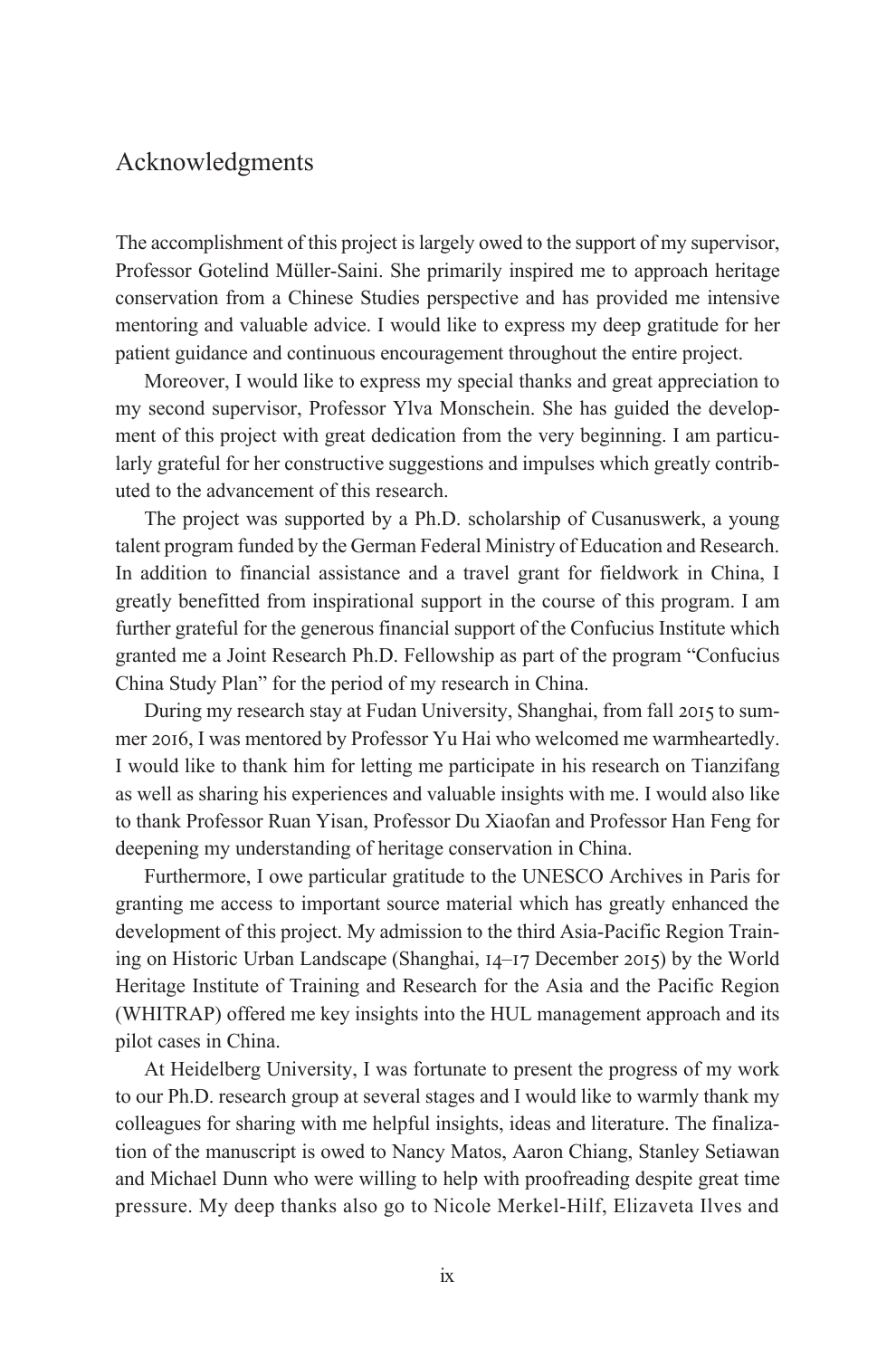# Acknowledgments

The accomplishment of this project is largely owed to the support of my supervisor, Professor Gotelind Müller-Saini. She primarily inspired me to approach heritage conservation from a Chinese Studies perspective and has provided me intensive mentoring and valuable advice. I would like to express my deep gratitude for her patient guidance and continuous encouragement throughout the entire project.

Moreover, I would like to express my special thanks and great appreciation to my second supervisor, Professor Ylva Monschein. She has guided the development of this project with great dedication from the very beginning. I am particularly grateful for her constructive suggestions and impulses which greatly contributed to the advancement of this research.

The project was supported by a Ph.D. scholarship of Cusanuswerk, a young talent program funded by the German Federal Ministry of Education and Research. In addition to financial assistance and a travel grant for fieldwork in China, I greatly benefitted from inspirational support in the course of this program. I am further grateful for the generous financial support of the Confucius Institute which granted me a Joint Research Ph.D. Fellowship as part of the program "Confucius China Study Plan" for the period of my research in China.

During my research stay at Fudan University, Shanghai, from fall 2015 to summer 2016, I was mentored by Professor Yu Hai who welcomed me warmheartedly. I would like to thank him for letting me participate in his research on Tianzifang as well as sharing his experiences and valuable insights with me. I would also like to thank Professor Ruan Yisan, Professor Du Xiaofan and Professor Han Feng for deepening my understanding of heritage conservation in China.

Furthermore, I owe particular gratitude to the UNESCO Archives in Paris for granting me access to important source material which has greatly enhanced the development of this project. My admission to the third Asia-Pacific Region Training on Historic Urban Landscape (Shanghai, 14–17 December 2015) by the World Heritage Institute of Training and Research for the Asia and the Pacific Region (WHITRAP) offered me key insights into the HUL management approach and its pilot cases in China.

At Heidelberg University, I was fortunate to present the progress of my work to our Ph.D. research group at several stages and I would like to warmly thank my colleagues for sharing with me helpful insights, ideas and literature. The finalization of the manuscript is owed to Nancy Matos, Aaron Chiang, Stanley Setiawan and Michael Dunn who were willing to help with proofreading despite great time pressure. My deep thanks also go to Nicole Merkel-Hilf, Elizaveta Ilves and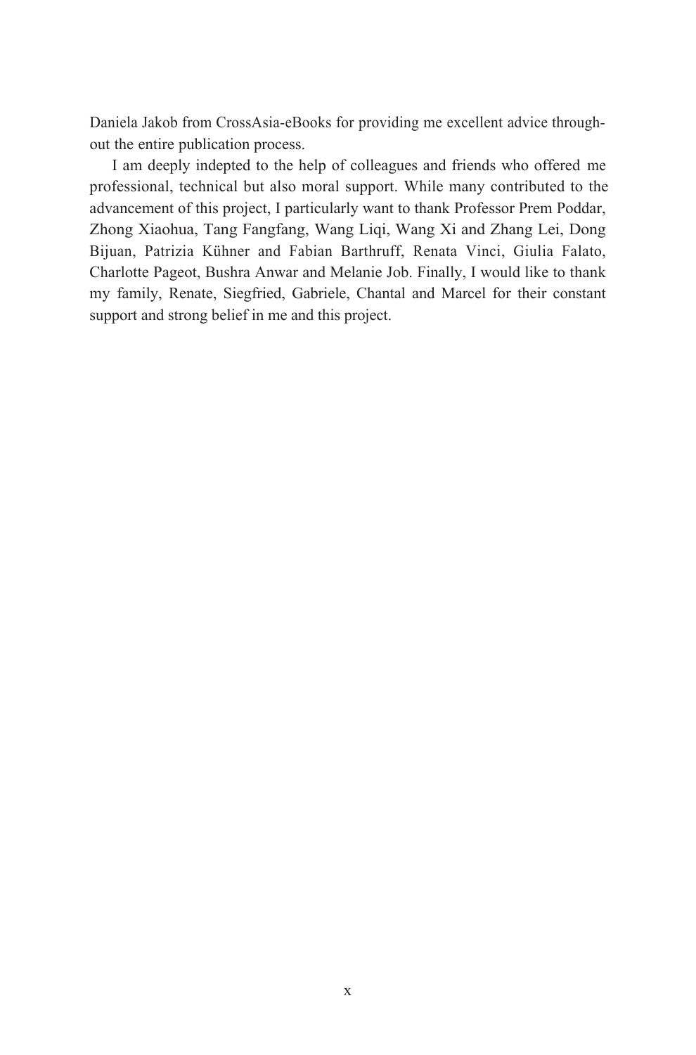Daniela Jakob from CrossAsia-eBooks for providing me excellent advice throughout the entire publication process.

I am deeply indepted to the help of colleagues and friends who offered me professional, technical but also moral support. While many contributed to the advancement of this project, I particularly want to thank Professor Prem Poddar, Zhong Xiaohua, Tang Fangfang, Wang Liqi, Wang Xi and Zhang Lei, Dong Bijuan, Patrizia Kühner and Fabian Barthruff, Renata Vinci, Giulia Falato, Charlotte Pageot, Bushra Anwar and Melanie Job. Finally, I would like to thank my family, Renate, Siegfried, Gabriele, Chantal and Marcel for their constant support and strong belief in me and this project.